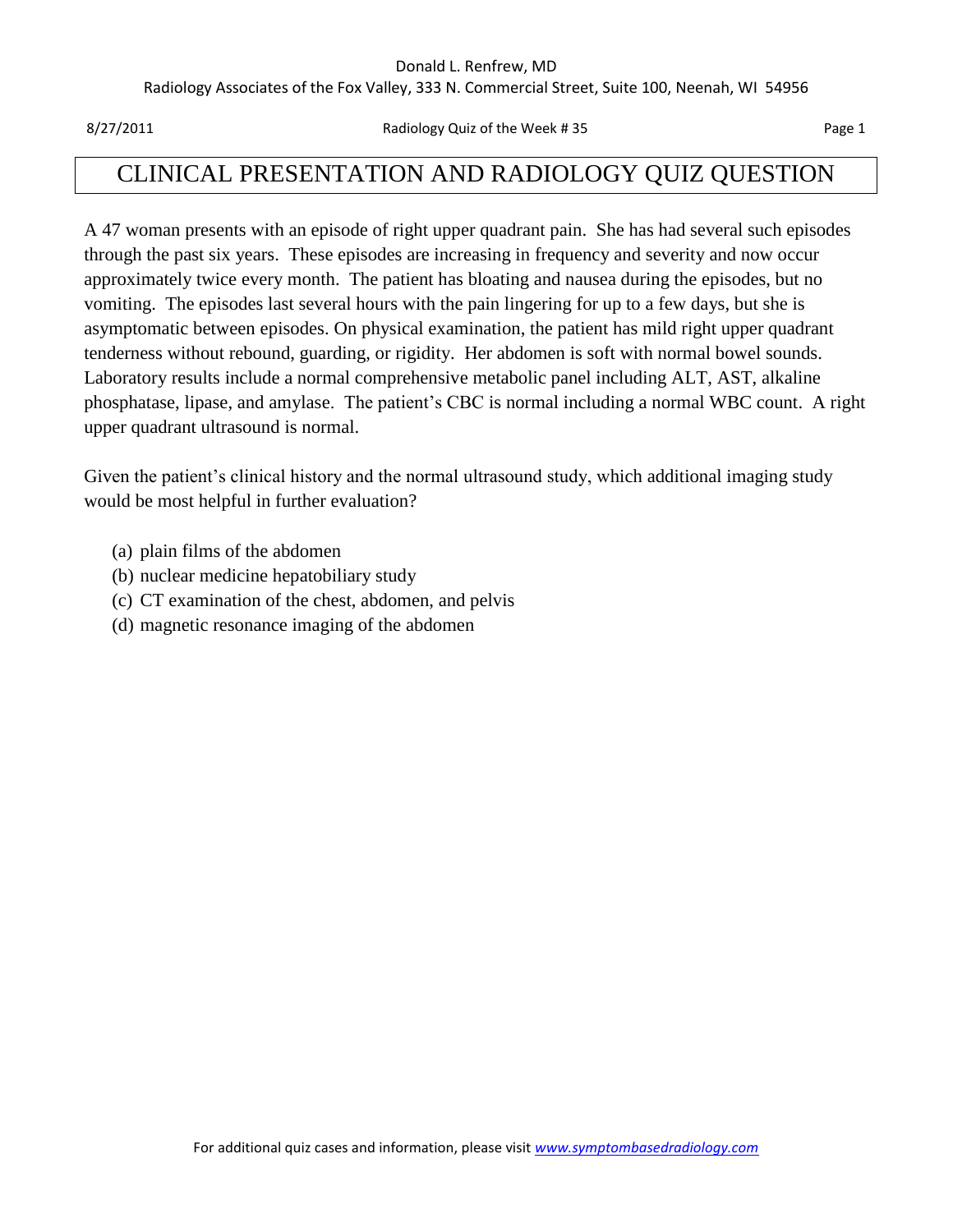# CLINICAL PRESENTATION AND RADIOLOGY QUIZ QUESTION

A 47 woman presents with an episode of right upper quadrant pain. She has had several such episodes through the past six years. These episodes are increasing in frequency and severity and now occur approximately twice every month. The patient has bloating and nausea during the episodes, but no vomiting. The episodes last several hours with the pain lingering for up to a few days, but she is asymptomatic between episodes. On physical examination, the patient has mild right upper quadrant tenderness without rebound, guarding, or rigidity. Her abdomen is soft with normal bowel sounds. Laboratory results include a normal comprehensive metabolic panel including ALT, AST, alkaline phosphatase, lipase, and amylase. The patient's CBC is normal including a normal WBC count. A right upper quadrant ultrasound is normal.

Given the patient's clinical history and the normal ultrasound study, which additional imaging study would be most helpful in further evaluation?

(a) plain films of the abdomen
(b) nuclear medicine hepatobiliary study
(c) CT examination of the chest, abdomen, and pelvis
(d) magnetic resonance imaging of the abdomen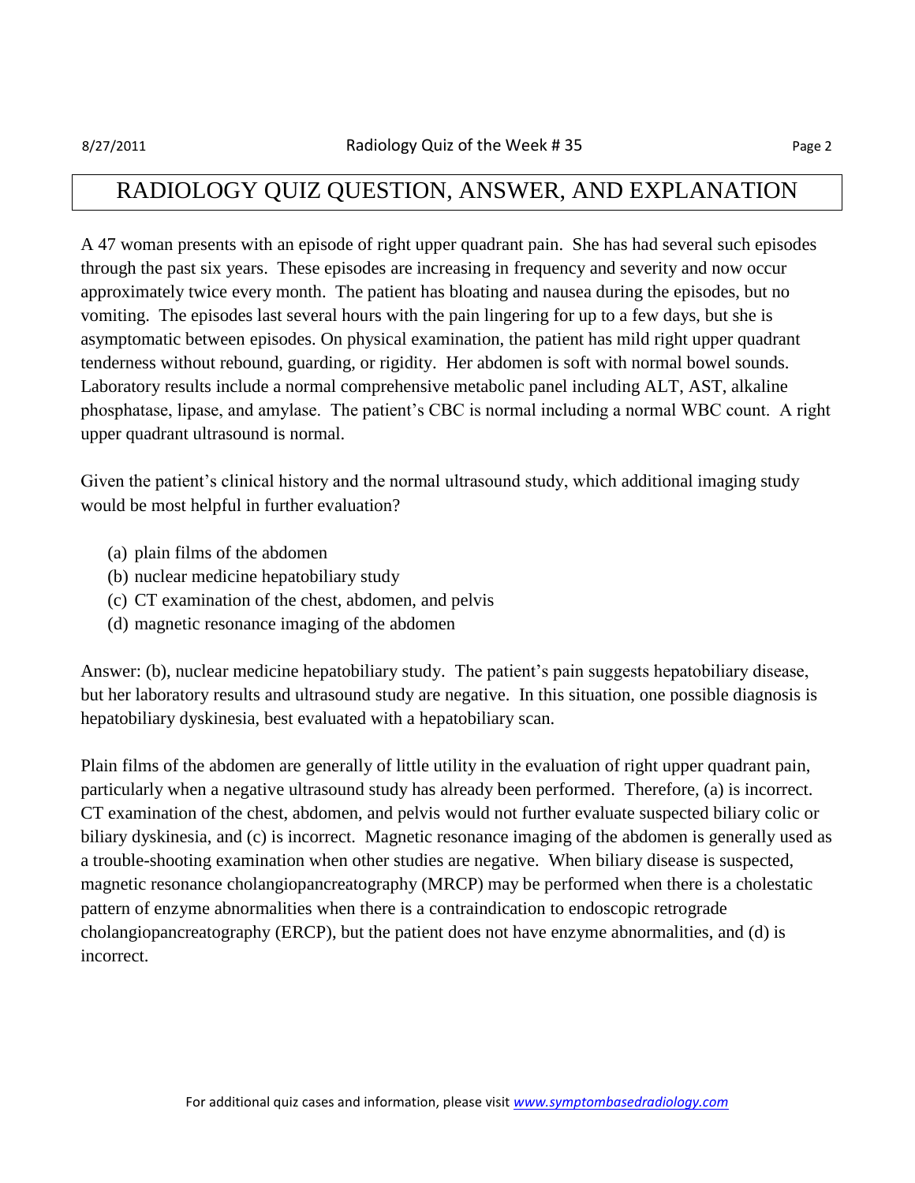# RADIOLOGY QUIZ QUESTION, ANSWER, AND EXPLANATION

A 47 woman presents with an episode of right upper quadrant pain. She has had several such episodes through the past six years. These episodes are increasing in frequency and severity and now occur approximately twice every month. The patient has bloating and nausea during the episodes, but no vomiting. The episodes last several hours with the pain lingering for up to a few days, but she is asymptomatic between episodes. On physical examination, the patient has mild right upper quadrant tenderness without rebound, guarding, or rigidity. Her abdomen is soft with normal bowel sounds. Laboratory results include a normal comprehensive metabolic panel including ALT, AST, alkaline phosphatase, lipase, and amylase. The patient's CBC is normal including a normal WBC count. A right upper quadrant ultrasound is normal.

Given the patient's clinical history and the normal ultrasound study, which additional imaging study would be most helpful in further evaluation?

(a) plain films of the abdomen
(b) nuclear medicine hepatobiliary study
(c) CT examination of the chest, abdomen, and pelvis
(d) magnetic resonance imaging of the abdomen

Answer: (b), nuclear medicine hepatobiliary study. The patient's pain suggests hepatobiliary disease, but her laboratory results and ultrasound study are negative. In this situation, one possible diagnosis is hepatobiliary dyskinesia, best evaluated with a hepatobiliary scan.

Plain films of the abdomen are generally of little utility in the evaluation of right upper quadrant pain, particularly when a negative ultrasound study has already been performed. Therefore, (a) is incorrect. CT examination of the chest, abdomen, and pelvis would not further evaluate suspected biliary colic or biliary dyskinesia, and (c) is incorrect. Magnetic resonance imaging of the abdomen is generally used as a trouble-shooting examination when other studies are negative. When biliary disease is suspected, magnetic resonance cholangiopancreatography (MRCP) may be performed when there is a cholestatic pattern of enzyme abnormalities when there is a contraindication to endoscopic retrograde cholangiopancreatography (ERCP), but the patient does not have enzyme abnormalities, and (d) is incorrect.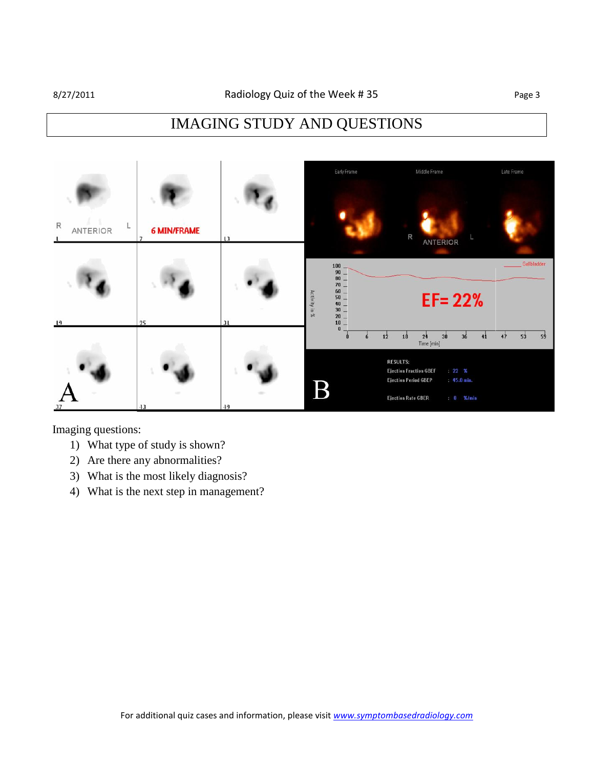# IMAGING STUDY AND QUESTIONS

Imaging questions:

1) What type of study is shown?
2) Are there any abnormalities?
3) What is the most likely diagnosis?
4) What is the next step in management?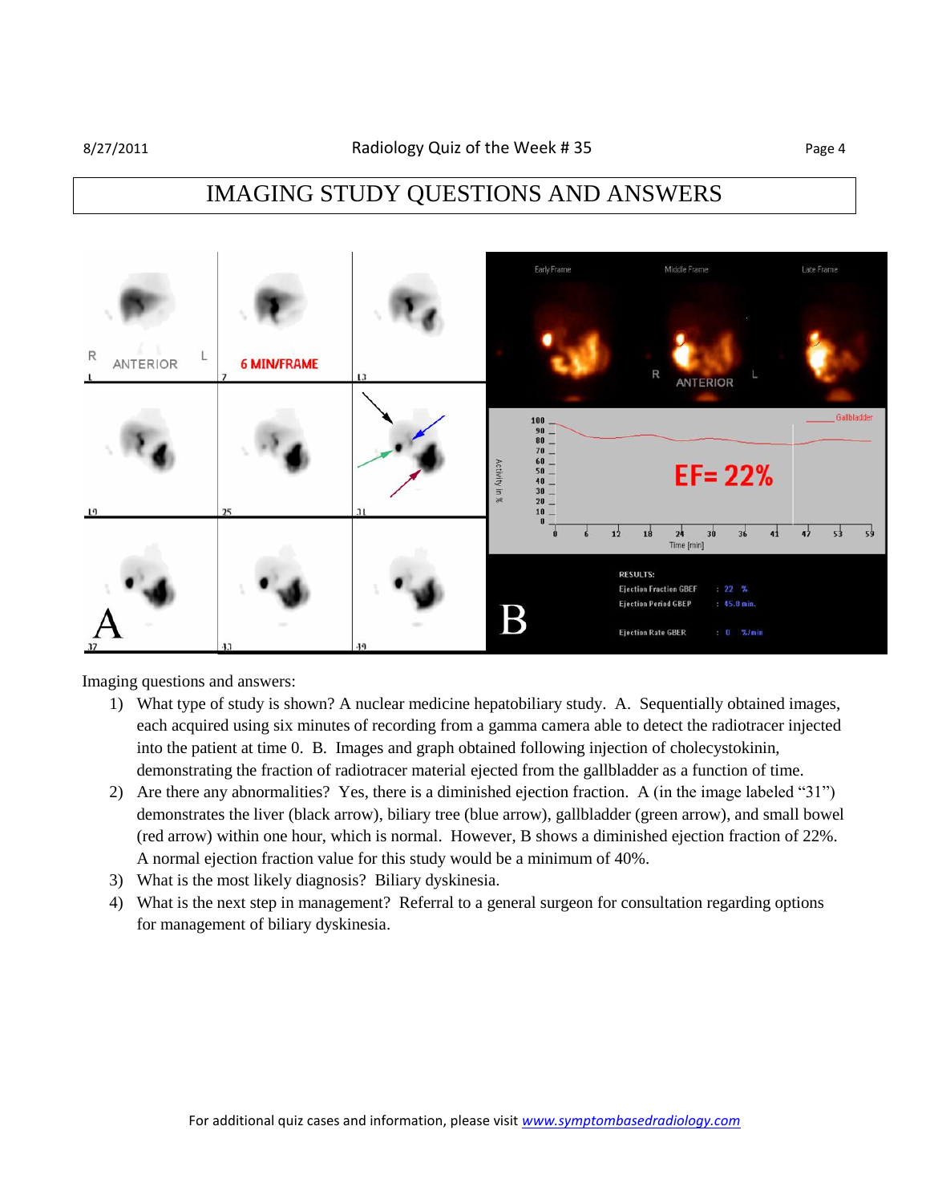# IMAGING STUDY QUESTIONS AND ANSWERS

Imaging questions and answers:

1) What type of study is shown? A nuclear medicine hepatobiliary study. A. Sequentially obtained images, each acquired using six minutes of recording from a gamma camera able to detect the radiotracer injected into the patient at time 0. B. Images and graph obtained following injection of cholecystokinin, demonstrating the fraction of radiotracer material ejected from the gallbladder as a function of time.
2) Are there any abnormalities? Yes, there is a diminished ejection fraction. A (in the image labeled "31") demonstrates the liver (black arrow), biliary tree (blue arrow), gallbladder (green arrow), and small bowel (red arrow) within one hour, which is normal. However, B shows a diminished ejection fraction of 22%. A normal ejection fraction value for this study would be a minimum of 40%.
3) What is the most likely diagnosis? Biliary dyskinesia.
4) What is the next step in management? Referral to a general surgeon for consultation regarding options for management of biliary dyskinesia.

For additional quiz cases and information, please visit [www.symptombasedradiology.com](http://www.symptombasedradiology.com)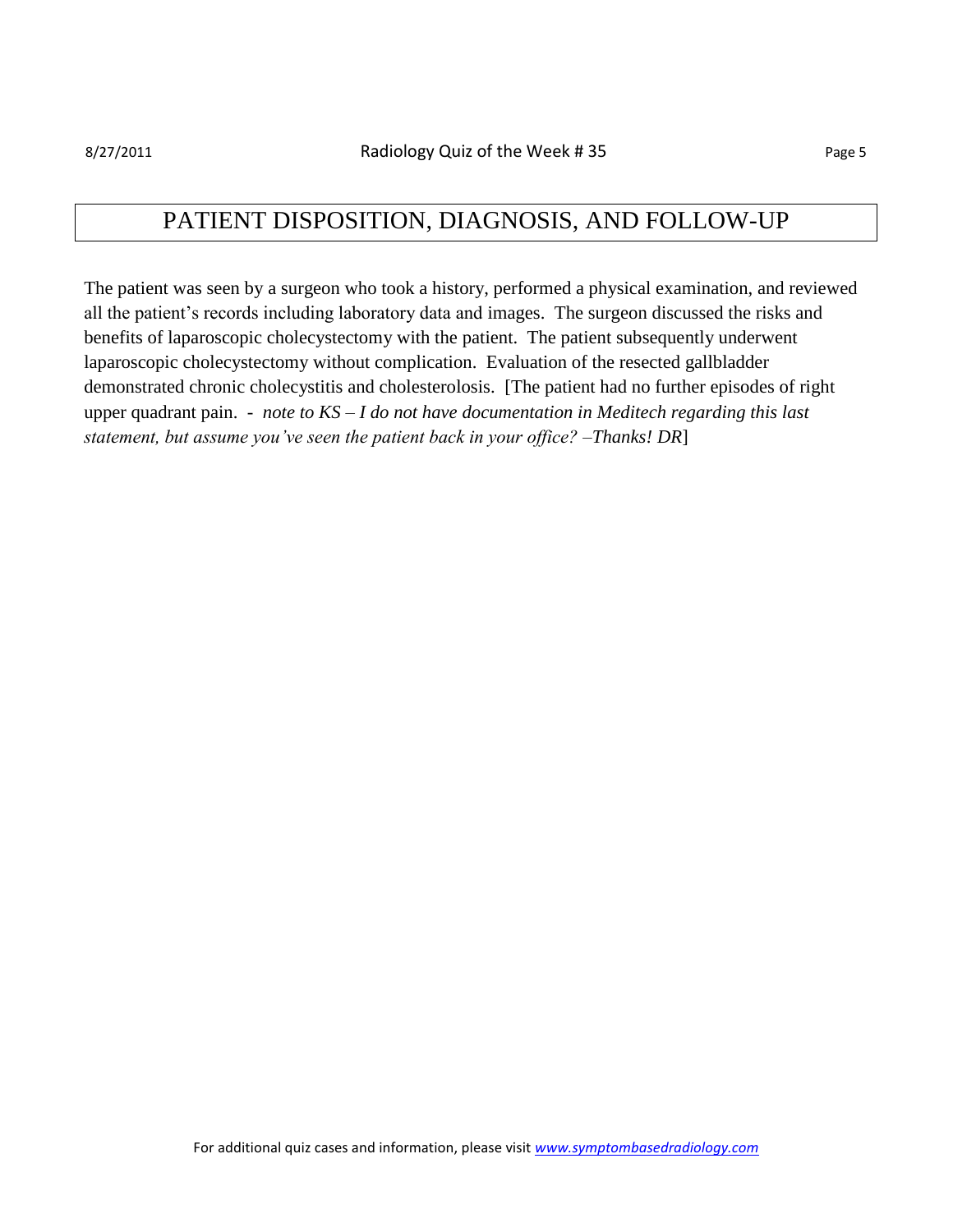# PATIENT DISPOSITION, DIAGNOSIS, AND FOLLOW-UP

The patient was seen by a surgeon who took a history, performed a physical examination, and reviewed all the patient's records including laboratory data and images. The surgeon discussed the risks and benefits of laparoscopic cholecystectomy with the patient. The patient subsequently underwent laparoscopic cholecystectomy without complication. Evaluation of the resected gallbladder demonstrated chronic cholecystitis and cholesterolosis. [The patient had no further episodes of right upper quadrant pain. - *note to KS – I do not have documentation in Meditech regarding this last statement, but assume you've seen the patient back in your office? –Thanks! DR*]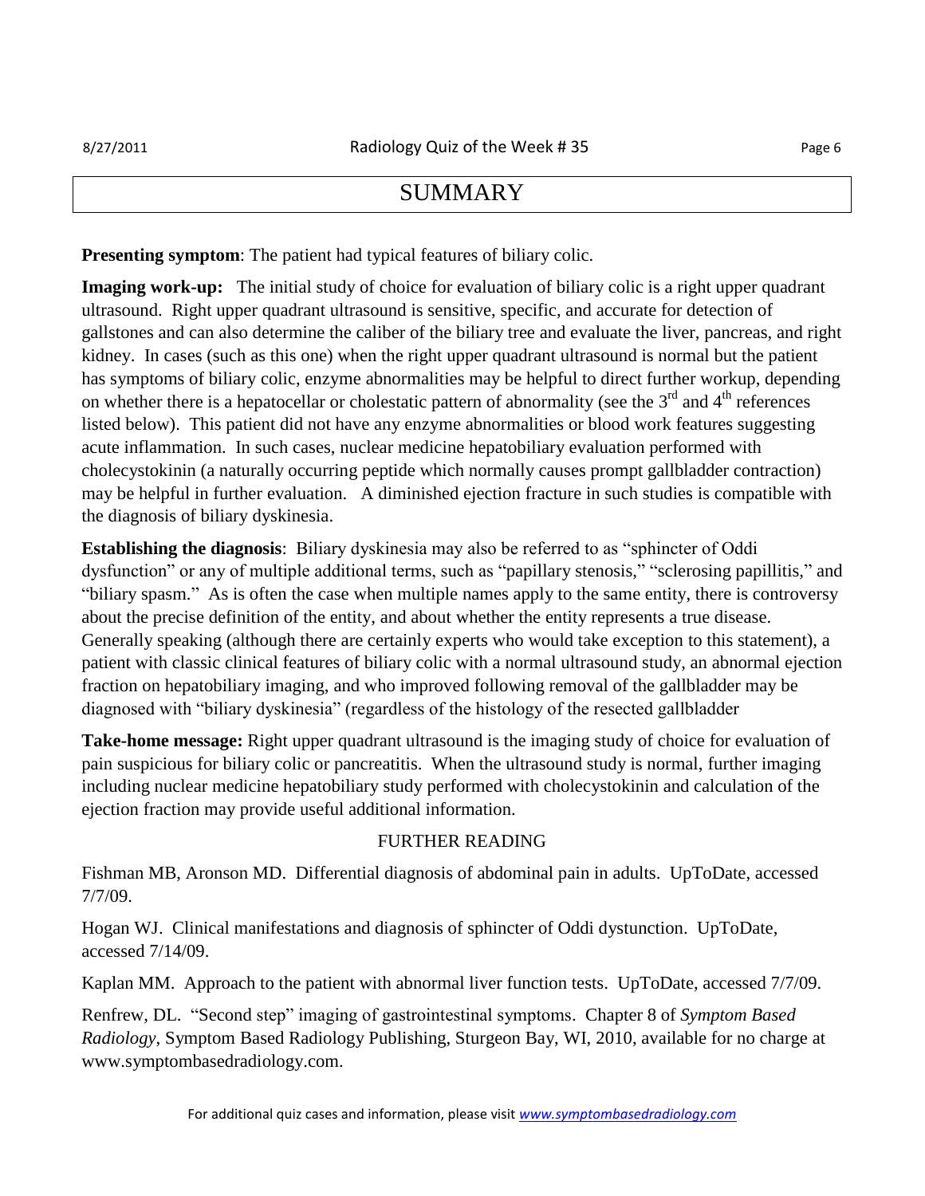# SUMMARY

**Presenting symptom**: The patient had typical features of biliary colic.

**Imaging work-up:** The initial study of choice for evaluation of biliary colic is a right upper quadrant ultrasound. Right upper quadrant ultrasound is sensitive, specific, and accurate for detection of gallstones and can also determine the caliber of the biliary tree and evaluate the liver, pancreas, and right kidney. In cases (such as this one) when the right upper quadrant ultrasound is normal but the patient has symptoms of biliary colic, enzyme abnormalities may be helpful to direct further workup, depending on whether there is a hepatocellar or cholestatic pattern of abnormality (see the 3rd and 4th references listed below). This patient did not have any enzyme abnormalities or blood work features suggesting acute inflammation. In such cases, nuclear medicine hepatobiliary evaluation performed with cholecystokinin (a naturally occurring peptide which normally causes prompt gallbladder contraction) may be helpful in further evaluation. A diminished ejection fracture in such studies is compatible with the diagnosis of biliary dyskinesia.

**Establishing the diagnosis**: Biliary dyskinesia may also be referred to as "sphincter of Oddi dysfunction" or any of multiple additional terms, such as "papillary stenosis," "sclerosing papillitis," and "biliary spasm." As is often the case when multiple names apply to the same entity, there is controversy about the precise definition of the entity, and about whether the entity represents a true disease. Generally speaking (although there are certainly experts who would take exception to this statement), a patient with classic clinical features of biliary colic with a normal ultrasound study, an abnormal ejection fraction on hepatobiliary imaging, and who improved following removal of the gallbladder may be diagnosed with "biliary dyskinesia" (regardless of the histology of the resected gallbladder

**Take-home message:** Right upper quadrant ultrasound is the imaging study of choice for evaluation of pain suspicious for biliary colic or pancreatitis. When the ultrasound study is normal, further imaging including nuclear medicine hepatobiliary study performed with cholecystokinin and calculation of the ejection fraction may provide useful additional information.

## FURTHER READING

Fishman MB, Aronson MD. Differential diagnosis of abdominal pain in adults. UpToDate, accessed 7/7/09.

Hogan WJ. Clinical manifestations and diagnosis of sphincter of Oddi dystunction. UpToDate, accessed 7/14/09.

Kaplan MM. Approach to the patient with abnormal liver function tests. UpToDate, accessed 7/7/09.

Renfrew, DL. "Second step" imaging of gastrointestinal symptoms. Chapter 8 of *Symptom Based Radiology*, Symptom Based Radiology Publishing, Sturgeon Bay, WI, 2010, available for no charge at www.symptombasedradiology.com.